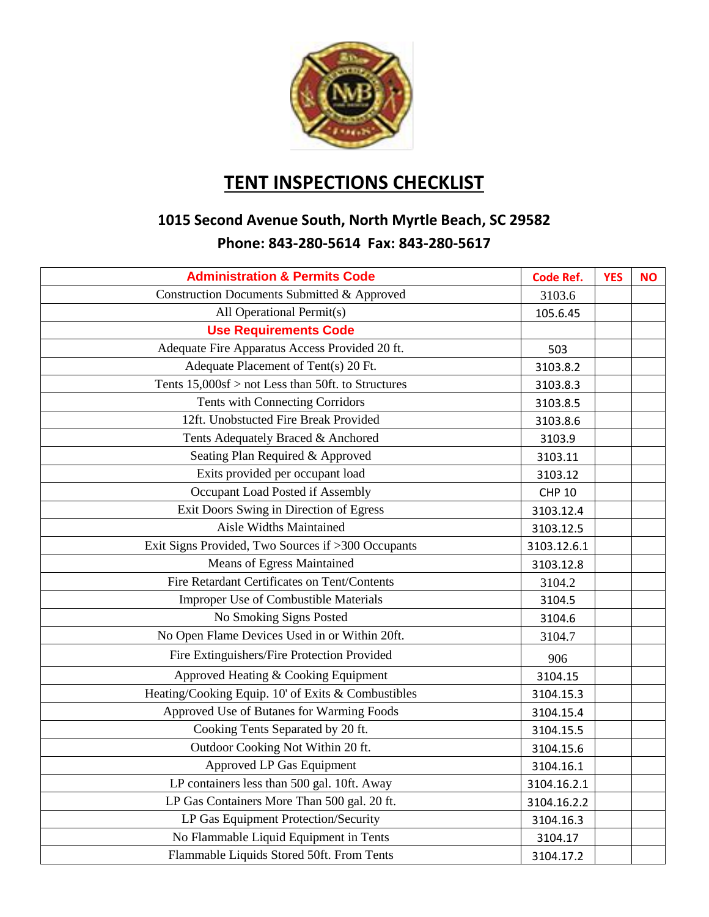# TENT INSPECTIONS CHECKLIST

### 1015 Second Avenue South, North Myrtle Beach, SC 29582

### Phone: 843-280-5614 Fax: 843-280-5617

| Administration & Permits Code | Code Ref. | YES | NO |
|---|---|---|---|
| Construction Documents Submitted & Approved | 3103.6 | | |
| All Operational Permit(s) | 105.6.45 | | |
| **Use Requirements Code** | | | |
| Adequate Fire Apparatus Access Provided 20 ft. | 503 | | |
| Adequate Placement of Tent(s) 20 Ft. | 3103.8.2 | | |
| Tents 15,000sf > not Less than 50ft. to Structures | 3103.8.3 | | |
| Tents with Connecting Corridors | 3103.8.5 | | |
| 12ft. Unobstucted Fire Break Provided | 3103.8.6 | | |
| Tents Adequately Braced & Anchored | 3103.9 | | |
| Seating Plan Required & Approved | 3103.11 | | |
| Exits provided per occupant load | 3103.12 | | |
| Occupant Load Posted if Assembly | CHP 10 | | |
| Exit Doors Swing in Direction of Egress | 3103.12.4 | | |
| Aisle Widths Maintained | 3103.12.5 | | |
| Exit Signs Provided, Two Sources if >300 Occupants | 3103.12.6.1 | | |
| Means of Egress Maintained | 3103.12.8 | | |
| Fire Retardant Certificates on Tent/Contents | 3104.2 | | |
| Improper Use of Combustible Materials | 3104.5 | | |
| No Smoking Signs Posted | 3104.6 | | |
| No Open Flame Devices Used in or Within 20ft. | 3104.7 | | |
| Fire Extinguishers/Fire Protection Provided | 906 | | |
| Approved Heating & Cooking Equipment | 3104.15 | | |
| Heating/Cooking Equip. 10' of Exits & Combustibles | 3104.15.3 | | |
| Approved Use of Butanes for Warming Foods | 3104.15.4 | | |
| Cooking Tents Separated by 20 ft. | 3104.15.5 | | |
| Outdoor Cooking Not Within 20 ft. | 3104.15.6 | | |
| Approved LP Gas Equipment | 3104.16.1 | | |
| LP containers less than 500 gal. 10ft. Away | 3104.16.2.1 | | |
| LP Gas Containers More Than 500 gal. 20 ft. | 3104.16.2.2 | | |
| LP Gas Equipment Protection/Security | 3104.16.3 | | |
| No Flammable Liquid Equipment in Tents | 3104.17 | | |
| Flammable Liquids Stored 50ft. From Tents | 3104.17.2 | | |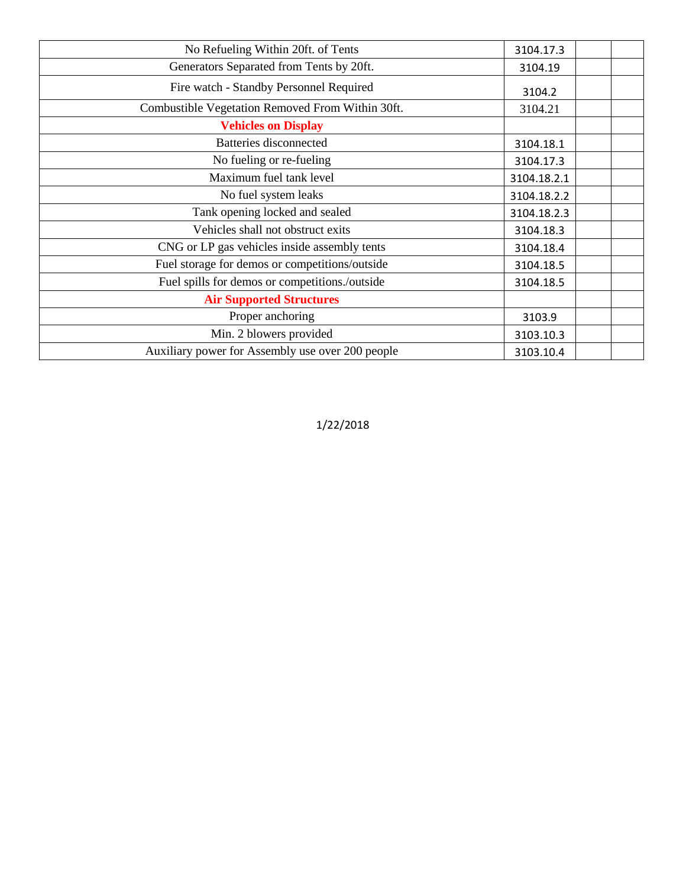| | | | |
|---|---|---|---|
| No Refueling Within 20ft. of Tents | 3104.17.3 | | |
| Generators Separated from Tents by 20ft. | 3104.19 | | |
| Fire watch - Standby Personnel Required | 3104.2 | | |
| Combustible Vegetation Removed From Within 30ft. | 3104.21 | | |
| **Vehicles on Display** | | | |
| Batteries disconnected | 3104.18.1 | | |
| No fueling or re-fueling | 3104.17.3 | | |
| Maximum fuel tank level | 3104.18.2.1 | | |
| No fuel system leaks | 3104.18.2.2 | | |
| Tank opening locked and sealed | 3104.18.2.3 | | |
| Vehicles shall not obstruct exits | 3104.18.3 | | |
| CNG or LP gas vehicles inside assembly tents | 3104.18.4 | | |
| Fuel storage for demos or competitions/outside | 3104.18.5 | | |
| Fuel spills for demos or competitions./outside | 3104.18.5 | | |
| **Air Supported Structures** | | | |
| Proper anchoring | 3103.9 | | |
| Min. 2 blowers provided | 3103.10.3 | | |
| Auxiliary power for Assembly use over 200 people | 3103.10.4 | | |

1/22/2018